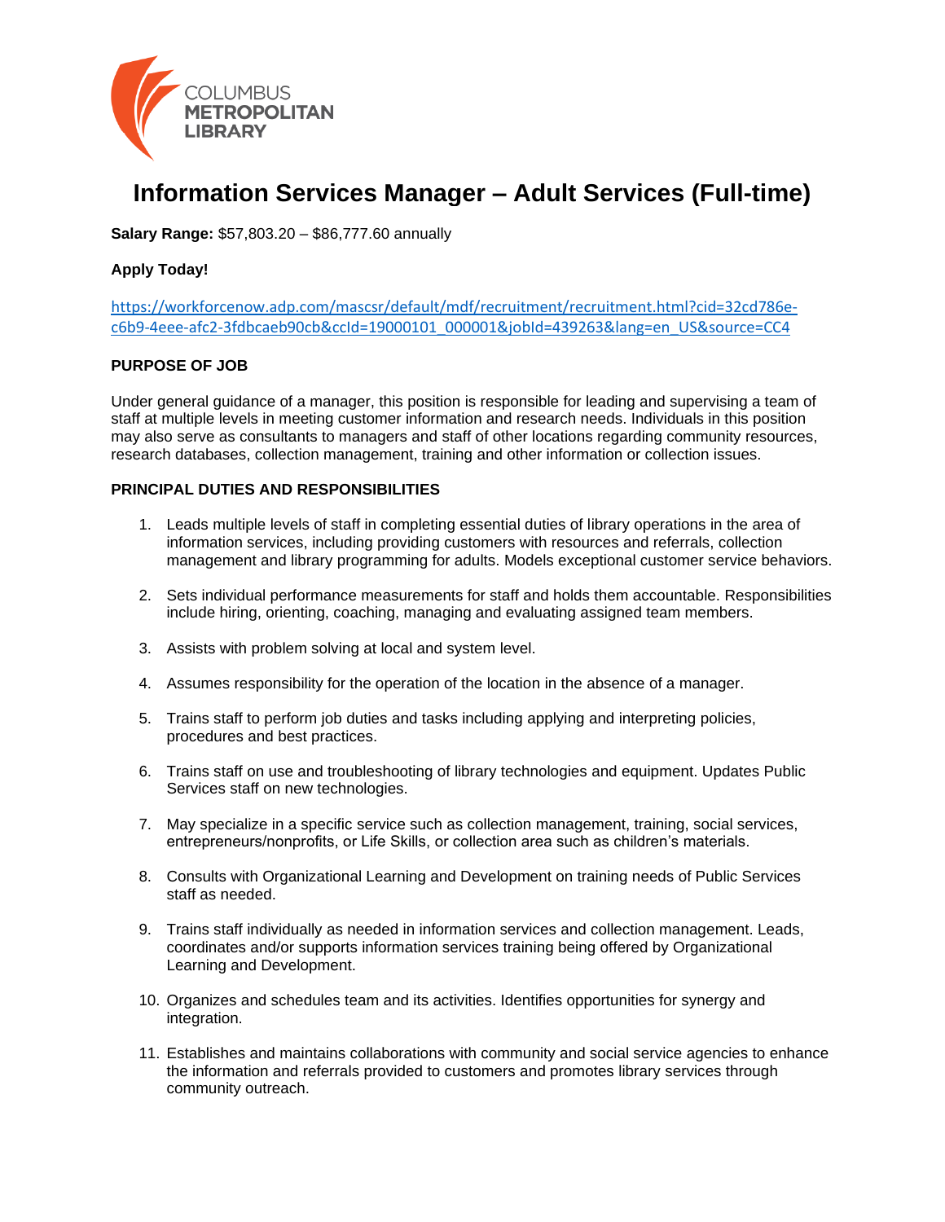# Information Services Manager – Adult Services (Full-time)

**Salary Range:** $57,803.20 – $86,777.60 annually

**Apply Today!**

https://workforcenow.adp.com/mascsr/default/mdf/recruitment/recruitment.html?cid=32cd786e-c6b9-4eee-afc2-3fdbcaeb90cb&ccId=19000101_000001&jobId=439263&lang=en_US&source=CC4

**PURPOSE OF JOB**

Under general guidance of a manager, this position is responsible for leading and supervising a team of staff at multiple levels in meeting customer information and research needs. Individuals in this position may also serve as consultants to managers and staff of other locations regarding community resources, research databases, collection management, training and other information or collection issues.

**PRINCIPAL DUTIES AND RESPONSIBILITIES**

1. Leads multiple levels of staff in completing essential duties of library operations in the area of information services, including providing customers with resources and referrals, collection management and library programming for adults. Models exceptional customer service behaviors.

2. Sets individual performance measurements for staff and holds them accountable. Responsibilities include hiring, orienting, coaching, managing and evaluating assigned team members.

3. Assists with problem solving at local and system level.

4. Assumes responsibility for the operation of the location in the absence of a manager.

5. Trains staff to perform job duties and tasks including applying and interpreting policies, procedures and best practices.

6. Trains staff on use and troubleshooting of library technologies and equipment. Updates Public Services staff on new technologies.

7. May specialize in a specific service such as collection management, training, social services, entrepreneurs/nonprofits, or Life Skills, or collection area such as children's materials.

8. Consults with Organizational Learning and Development on training needs of Public Services staff as needed.

9. Trains staff individually as needed in information services and collection management. Leads, coordinates and/or supports information services training being offered by Organizational Learning and Development.

10. Organizes and schedules team and its activities. Identifies opportunities for synergy and integration.

11. Establishes and maintains collaborations with community and social service agencies to enhance the information and referrals provided to customers and promotes library services through community outreach.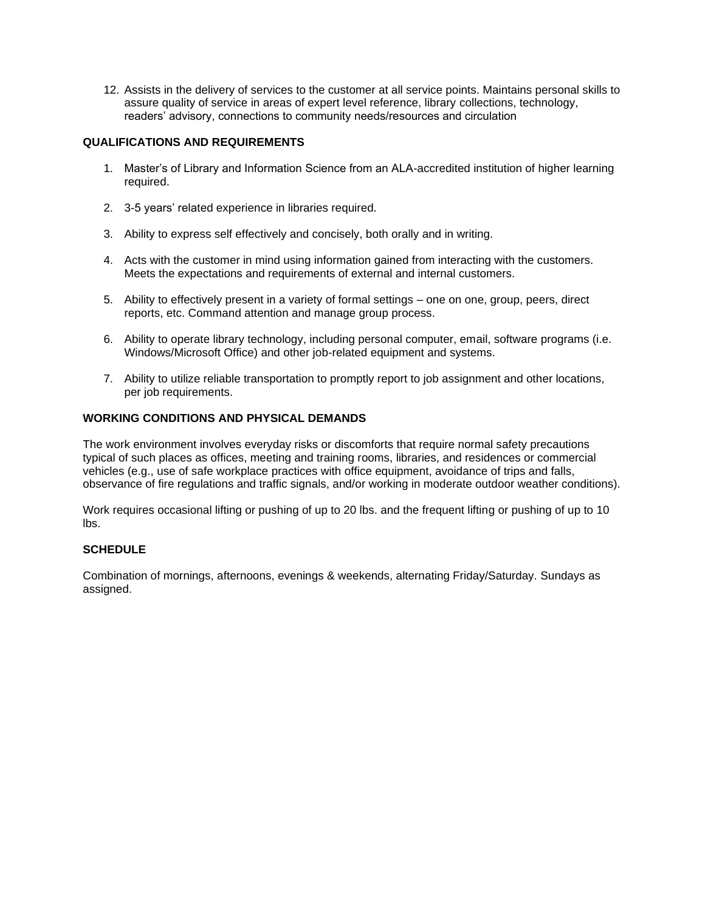12. Assists in the delivery of services to the customer at all service points. Maintains personal skills to assure quality of service in areas of expert level reference, library collections, technology, readers' advisory, connections to community needs/resources and circulation

**QUALIFICATIONS AND REQUIREMENTS**

1. Master's of Library and Information Science from an ALA-accredited institution of higher learning required.

2. 3-5 years' related experience in libraries required.

3. Ability to express self effectively and concisely, both orally and in writing.

4. Acts with the customer in mind using information gained from interacting with the customers. Meets the expectations and requirements of external and internal customers.

5. Ability to effectively present in a variety of formal settings – one on one, group, peers, direct reports, etc. Command attention and manage group process.

6. Ability to operate library technology, including personal computer, email, software programs (i.e. Windows/Microsoft Office) and other job-related equipment and systems.

7. Ability to utilize reliable transportation to promptly report to job assignment and other locations, per job requirements.

**WORKING CONDITIONS AND PHYSICAL DEMANDS**

The work environment involves everyday risks or discomforts that require normal safety precautions typical of such places as offices, meeting and training rooms, libraries, and residences or commercial vehicles (e.g., use of safe workplace practices with office equipment, avoidance of trips and falls, observance of fire regulations and traffic signals, and/or working in moderate outdoor weather conditions).

Work requires occasional lifting or pushing of up to 20 lbs. and the frequent lifting or pushing of up to 10 lbs.

**SCHEDULE**

Combination of mornings, afternoons, evenings & weekends, alternating Friday/Saturday. Sundays as assigned.